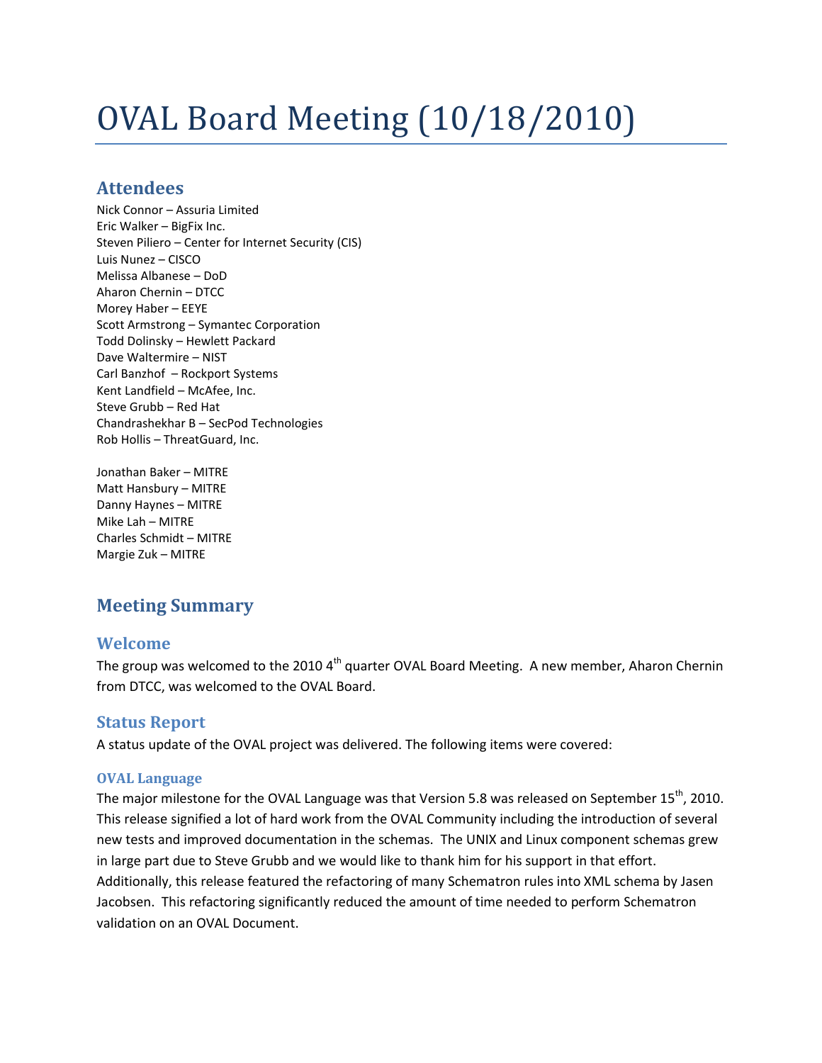# OVAL Board Meeting (10/18/2010)

## Attendees

Nick Connor – Assuria Limited
Eric Walker – BigFix Inc.
Steven Piliero – Center for Internet Security (CIS)
Luis Nunez – CISCO
Melissa Albanese – DoD
Aharon Chernin – DTCC
Morey Haber – EEYE
Scott Armstrong – Symantec Corporation
Todd Dolinsky – Hewlett Packard
Dave Waltermire – NIST
Carl Banzhof – Rockport Systems
Kent Landfield – McAfee, Inc.
Steve Grubb – Red Hat
Chandrashekhar B – SecPod Technologies
Rob Hollis – ThreatGuard, Inc.

Jonathan Baker – MITRE
Matt Hansbury – MITRE
Danny Haynes – MITRE
Mike Lah – MITRE
Charles Schmidt – MITRE
Margie Zuk – MITRE

## Meeting Summary

### Welcome

The group was welcomed to the 2010 4th quarter OVAL Board Meeting. A new member, Aharon Chernin from DTCC, was welcomed to the OVAL Board.

### Status Report

A status update of the OVAL project was delivered. The following items were covered:

#### OVAL Language

The major milestone for the OVAL Language was that Version 5.8 was released on September 15th, 2010. This release signified a lot of hard work from the OVAL Community including the introduction of several new tests and improved documentation in the schemas. The UNIX and Linux component schemas grew in large part due to Steve Grubb and we would like to thank him for his support in that effort. Additionally, this release featured the refactoring of many Schematron rules into XML schema by Jasen Jacobsen. This refactoring significantly reduced the amount of time needed to perform Schematron validation on an OVAL Document.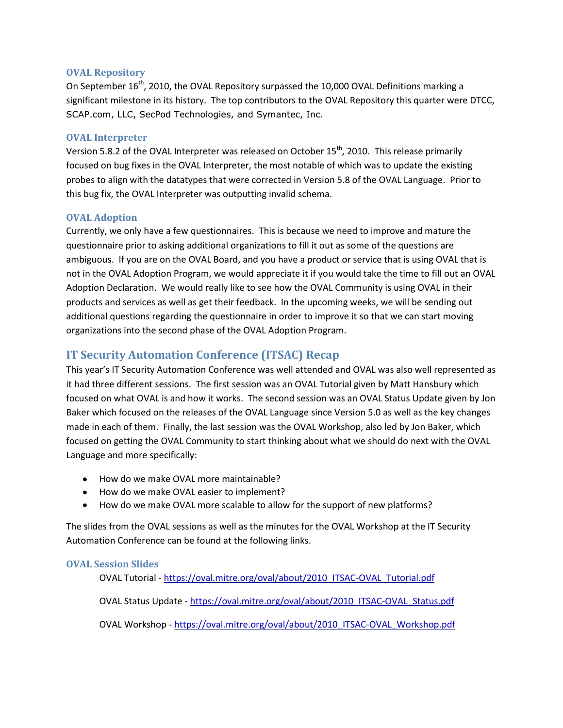### OVAL Repository

On September 16th, 2010, the OVAL Repository surpassed the 10,000 OVAL Definitions marking a significant milestone in its history. The top contributors to the OVAL Repository this quarter were DTCC, SCAP.com, LLC, SecPod Technologies, and Symantec, Inc.

### OVAL Interpreter

Version 5.8.2 of the OVAL Interpreter was released on October 15th, 2010. This release primarily focused on bug fixes in the OVAL Interpreter, the most notable of which was to update the existing probes to align with the datatypes that were corrected in Version 5.8 of the OVAL Language. Prior to this bug fix, the OVAL Interpreter was outputting invalid schema.

### OVAL Adoption

Currently, we only have a few questionnaires. This is because we need to improve and mature the questionnaire prior to asking additional organizations to fill it out as some of the questions are ambiguous. If you are on the OVAL Board, and you have a product or service that is using OVAL that is not in the OVAL Adoption Program, we would appreciate it if you would take the time to fill out an OVAL Adoption Declaration. We would really like to see how the OVAL Community is using OVAL in their products and services as well as get their feedback. In the upcoming weeks, we will be sending out additional questions regarding the questionnaire in order to improve it so that we can start moving organizations into the second phase of the OVAL Adoption Program.

## IT Security Automation Conference (ITSAC) Recap

This year's IT Security Automation Conference was well attended and OVAL was also well represented as it had three different sessions. The first session was an OVAL Tutorial given by Matt Hansbury which focused on what OVAL is and how it works. The second session was an OVAL Status Update given by Jon Baker which focused on the releases of the OVAL Language since Version 5.0 as well as the key changes made in each of them. Finally, the last session was the OVAL Workshop, also led by Jon Baker, which focused on getting the OVAL Community to start thinking about what we should do next with the OVAL Language and more specifically:

- How do we make OVAL more maintainable?
- How do we make OVAL easier to implement?
- How do we make OVAL more scalable to allow for the support of new platforms?

The slides from the OVAL sessions as well as the minutes for the OVAL Workshop at the IT Security Automation Conference can be found at the following links.

### OVAL Session Slides

OVAL Tutorial - https://oval.mitre.org/oval/about/2010_ITSAC-OVAL_Tutorial.pdf

OVAL Status Update - https://oval.mitre.org/oval/about/2010_ITSAC-OVAL_Status.pdf

OVAL Workshop - https://oval.mitre.org/oval/about/2010_ITSAC-OVAL_Workshop.pdf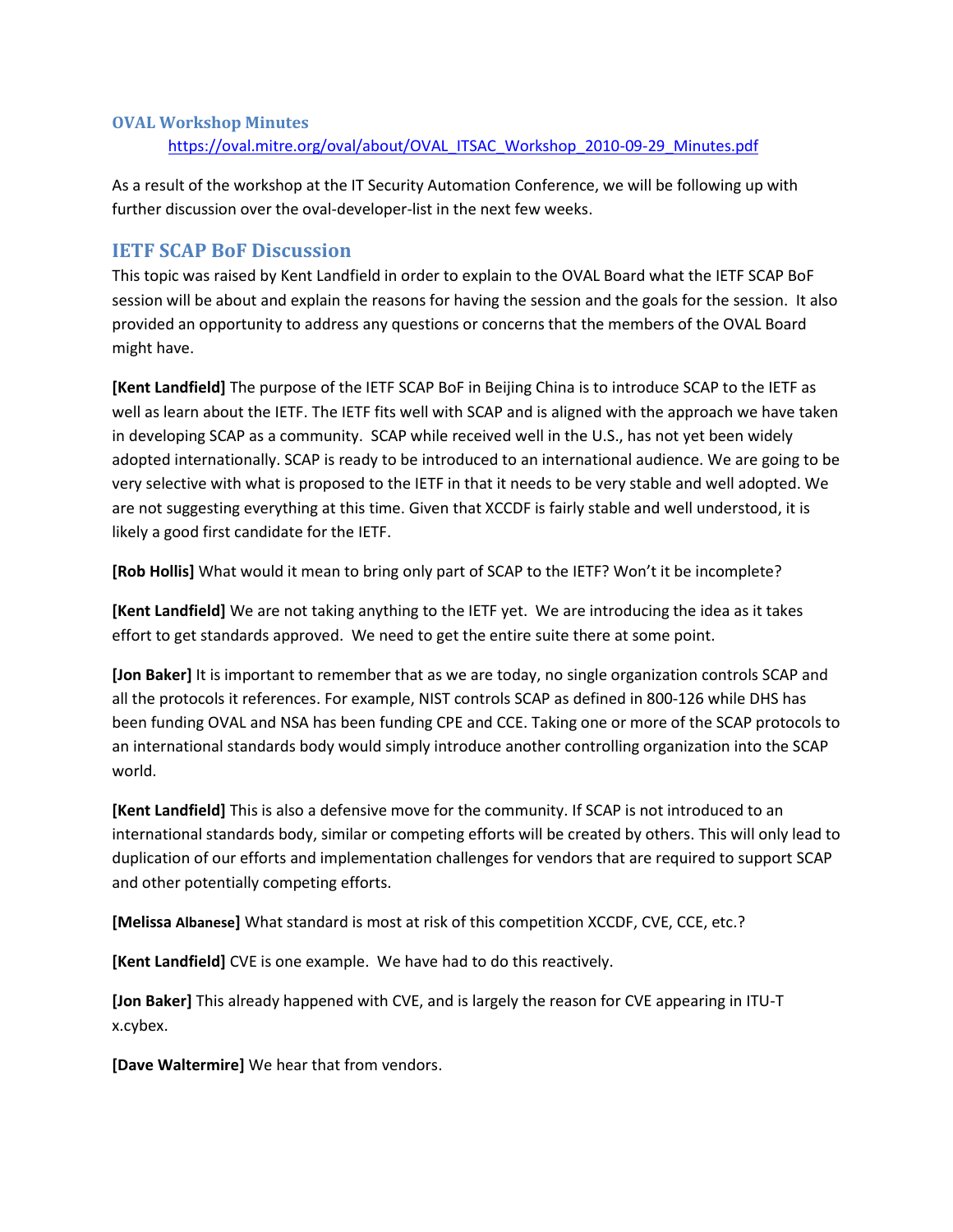### OVAL Workshop Minutes

https://oval.mitre.org/oval/about/OVAL_ITSAC_Workshop_2010-09-29_Minutes.pdf

As a result of the workshop at the IT Security Automation Conference, we will be following up with further discussion over the oval-developer-list in the next few weeks.

## IETF SCAP BoF Discussion

This topic was raised by Kent Landfield in order to explain to the OVAL Board what the IETF SCAP BoF session will be about and explain the reasons for having the session and the goals for the session. It also provided an opportunity to address any questions or concerns that the members of the OVAL Board might have.

**[Kent Landfield]** The purpose of the IETF SCAP BoF in Beijing China is to introduce SCAP to the IETF as well as learn about the IETF. The IETF fits well with SCAP and is aligned with the approach we have taken in developing SCAP as a community. SCAP while received well in the U.S., has not yet been widely adopted internationally. SCAP is ready to be introduced to an international audience. We are going to be very selective with what is proposed to the IETF in that it needs to be very stable and well adopted. We are not suggesting everything at this time. Given that XCCDF is fairly stable and well understood, it is likely a good first candidate for the IETF.

**[Rob Hollis]** What would it mean to bring only part of SCAP to the IETF? Won't it be incomplete?

**[Kent Landfield]** We are not taking anything to the IETF yet. We are introducing the idea as it takes effort to get standards approved. We need to get the entire suite there at some point.

**[Jon Baker]** It is important to remember that as we are today, no single organization controls SCAP and all the protocols it references. For example, NIST controls SCAP as defined in 800-126 while DHS has been funding OVAL and NSA has been funding CPE and CCE. Taking one or more of the SCAP protocols to an international standards body would simply introduce another controlling organization into the SCAP world.

**[Kent Landfield]** This is also a defensive move for the community. If SCAP is not introduced to an international standards body, similar or competing efforts will be created by others. This will only lead to duplication of our efforts and implementation challenges for vendors that are required to support SCAP and other potentially competing efforts.

**[Melissa Albanese]** What standard is most at risk of this competition XCCDF, CVE, CCE, etc.?

**[Kent Landfield]** CVE is one example. We have had to do this reactively.

**[Jon Baker]** This already happened with CVE, and is largely the reason for CVE appearing in ITU-T x.cybex.

**[Dave Waltermire]** We hear that from vendors.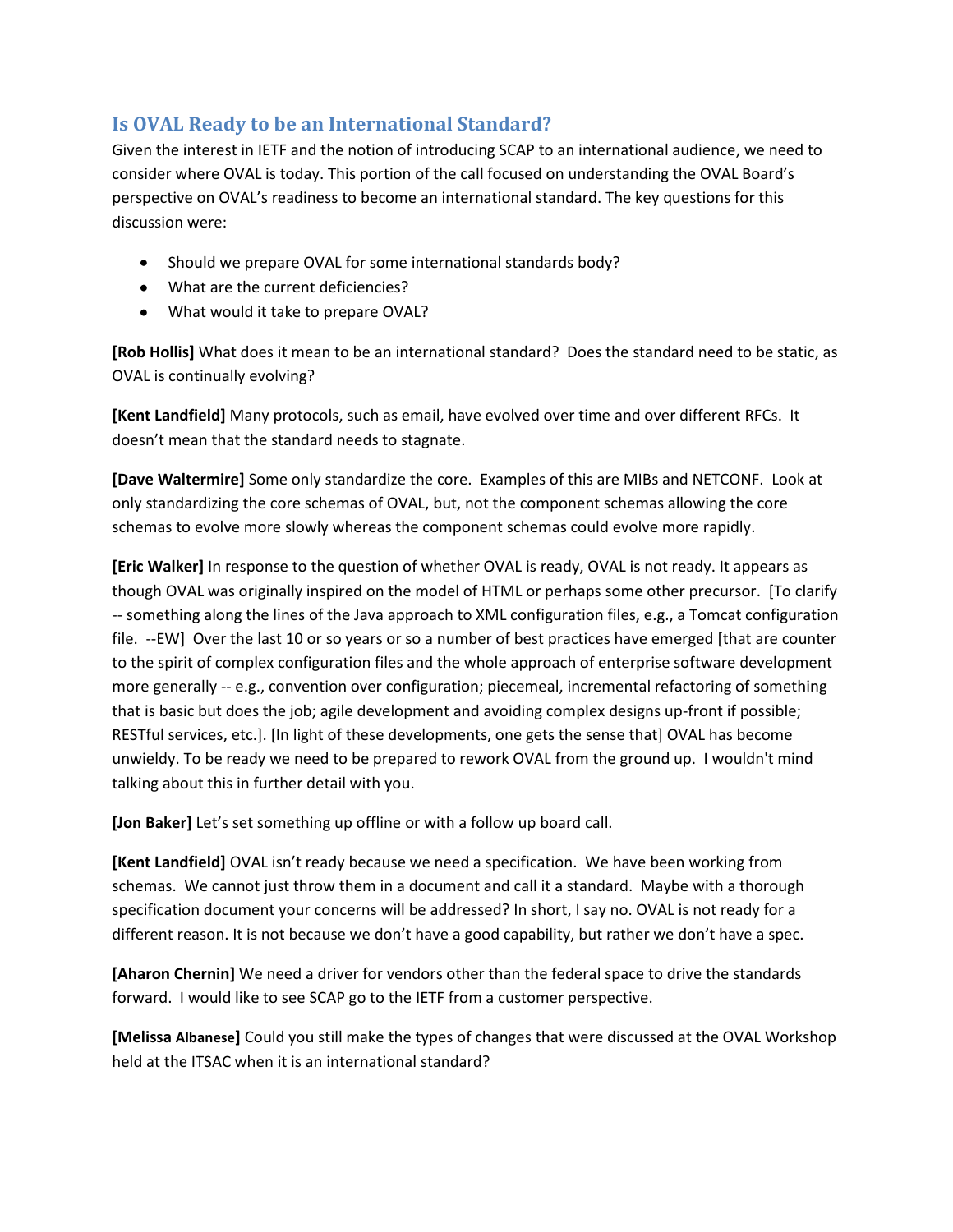## Is OVAL Ready to be an International Standard?

Given the interest in IETF and the notion of introducing SCAP to an international audience, we need to consider where OVAL is today. This portion of the call focused on understanding the OVAL Board's perspective on OVAL's readiness to become an international standard. The key questions for this discussion were:

- Should we prepare OVAL for some international standards body?
- What are the current deficiencies?
- What would it take to prepare OVAL?

**[Rob Hollis]** What does it mean to be an international standard? Does the standard need to be static, as OVAL is continually evolving?

**[Kent Landfield]** Many protocols, such as email, have evolved over time and over different RFCs. It doesn't mean that the standard needs to stagnate.

**[Dave Waltermire]** Some only standardize the core. Examples of this are MIBs and NETCONF. Look at only standardizing the core schemas of OVAL, but, not the component schemas allowing the core schemas to evolve more slowly whereas the component schemas could evolve more rapidly.

**[Eric Walker]** In response to the question of whether OVAL is ready, OVAL is not ready. It appears as though OVAL was originally inspired on the model of HTML or perhaps some other precursor. [To clarify -- something along the lines of the Java approach to XML configuration files, e.g., a Tomcat configuration file. --EW] Over the last 10 or so years or so a number of best practices have emerged [that are counter to the spirit of complex configuration files and the whole approach of enterprise software development more generally -- e.g., convention over configuration; piecemeal, incremental refactoring of something that is basic but does the job; agile development and avoiding complex designs up-front if possible; RESTful services, etc.]. [In light of these developments, one gets the sense that] OVAL has become unwieldy. To be ready we need to be prepared to rework OVAL from the ground up. I wouldn't mind talking about this in further detail with you.

**[Jon Baker]** Let's set something up offline or with a follow up board call.

**[Kent Landfield]** OVAL isn't ready because we need a specification. We have been working from schemas. We cannot just throw them in a document and call it a standard. Maybe with a thorough specification document your concerns will be addressed? In short, I say no. OVAL is not ready for a different reason. It is not because we don't have a good capability, but rather we don't have a spec.

**[Aharon Chernin]** We need a driver for vendors other than the federal space to drive the standards forward. I would like to see SCAP go to the IETF from a customer perspective.

**[Melissa Albanese]** Could you still make the types of changes that were discussed at the OVAL Workshop held at the ITSAC when it is an international standard?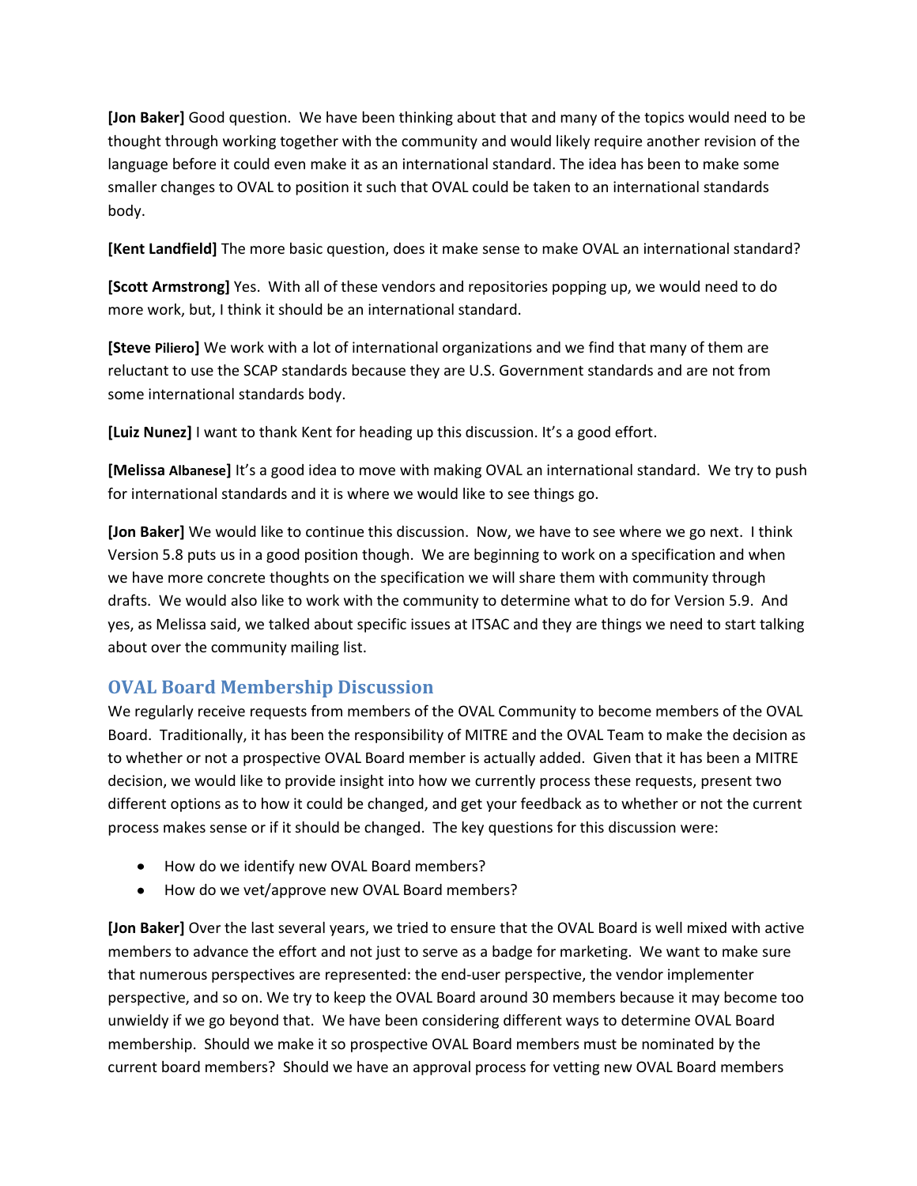**[Jon Baker]** Good question. We have been thinking about that and many of the topics would need to be thought through working together with the community and would likely require another revision of the language before it could even make it as an international standard. The idea has been to make some smaller changes to OVAL to position it such that OVAL could be taken to an international standards body.

**[Kent Landfield]** The more basic question, does it make sense to make OVAL an international standard?

**[Scott Armstrong]** Yes. With all of these vendors and repositories popping up, we would need to do more work, but, I think it should be an international standard.

**[Steve Piliero]** We work with a lot of international organizations and we find that many of them are reluctant to use the SCAP standards because they are U.S. Government standards and are not from some international standards body.

**[Luiz Nunez]** I want to thank Kent for heading up this discussion. It's a good effort.

**[Melissa Albanese]** It's a good idea to move with making OVAL an international standard. We try to push for international standards and it is where we would like to see things go.

**[Jon Baker]** We would like to continue this discussion. Now, we have to see where we go next. I think Version 5.8 puts us in a good position though. We are beginning to work on a specification and when we have more concrete thoughts on the specification we will share them with community through drafts. We would also like to work with the community to determine what to do for Version 5.9. And yes, as Melissa said, we talked about specific issues at ITSAC and they are things we need to start talking about over the community mailing list.

## OVAL Board Membership Discussion

We regularly receive requests from members of the OVAL Community to become members of the OVAL Board. Traditionally, it has been the responsibility of MITRE and the OVAL Team to make the decision as to whether or not a prospective OVAL Board member is actually added. Given that it has been a MITRE decision, we would like to provide insight into how we currently process these requests, present two different options as to how it could be changed, and get your feedback as to whether or not the current process makes sense or if it should be changed. The key questions for this discussion were:

- How do we identify new OVAL Board members?
- How do we vet/approve new OVAL Board members?

**[Jon Baker]** Over the last several years, we tried to ensure that the OVAL Board is well mixed with active members to advance the effort and not just to serve as a badge for marketing. We want to make sure that numerous perspectives are represented: the end-user perspective, the vendor implementer perspective, and so on. We try to keep the OVAL Board around 30 members because it may become too unwieldy if we go beyond that. We have been considering different ways to determine OVAL Board membership. Should we make it so prospective OVAL Board members must be nominated by the current board members? Should we have an approval process for vetting new OVAL Board members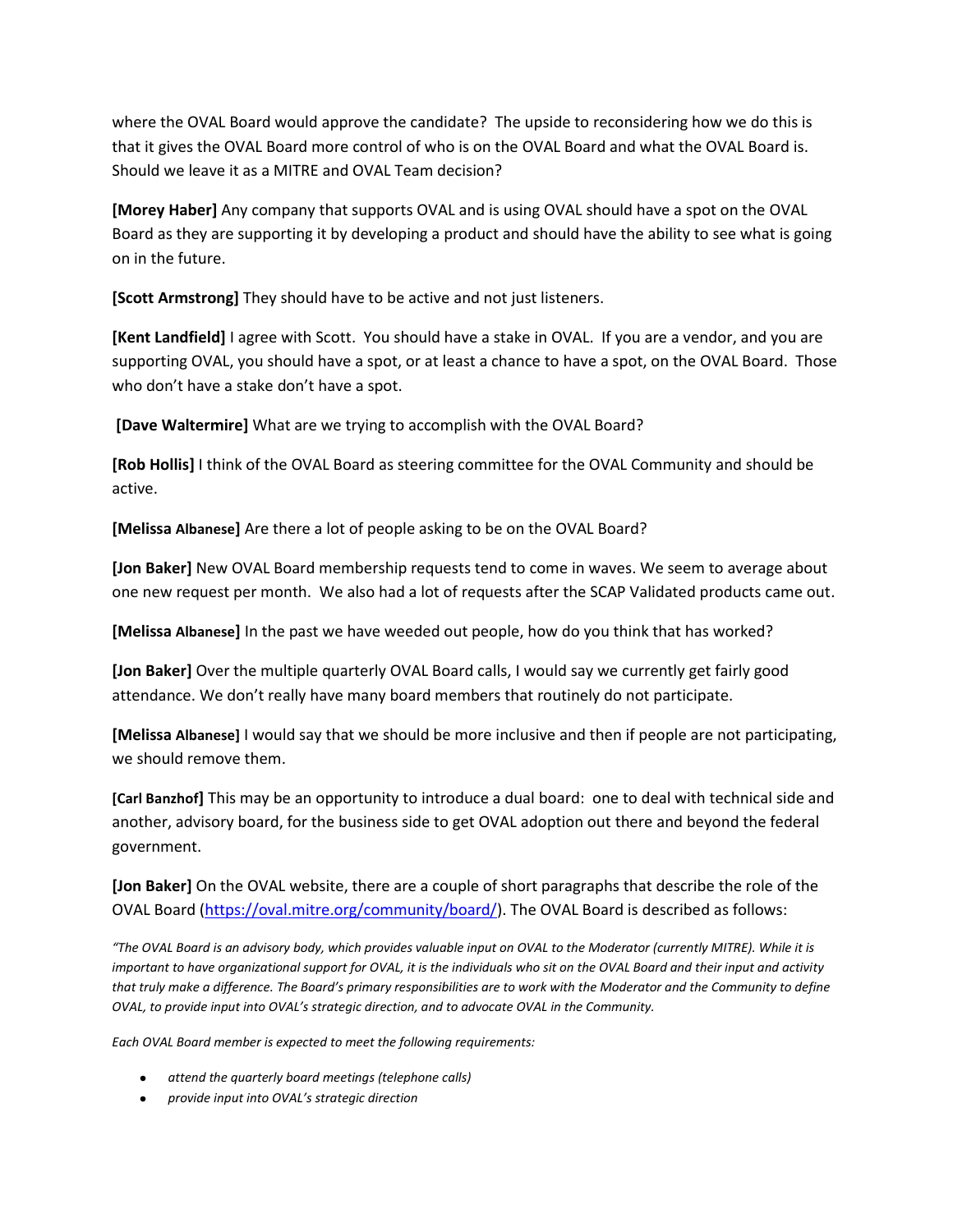where the OVAL Board would approve the candidate? The upside to reconsidering how we do this is that it gives the OVAL Board more control of who is on the OVAL Board and what the OVAL Board is. Should we leave it as a MITRE and OVAL Team decision?

**[Morey Haber]** Any company that supports OVAL and is using OVAL should have a spot on the OVAL Board as they are supporting it by developing a product and should have the ability to see what is going on in the future.

**[Scott Armstrong]** They should have to be active and not just listeners.

**[Kent Landfield]** I agree with Scott. You should have a stake in OVAL. If you are a vendor, and you are supporting OVAL, you should have a spot, or at least a chance to have a spot, on the OVAL Board. Those who don't have a stake don't have a spot.

**[Dave Waltermire]** What are we trying to accomplish with the OVAL Board?

**[Rob Hollis]** I think of the OVAL Board as steering committee for the OVAL Community and should be active.

**[Melissa Albanese]** Are there a lot of people asking to be on the OVAL Board?

**[Jon Baker]** New OVAL Board membership requests tend to come in waves. We seem to average about one new request per month. We also had a lot of requests after the SCAP Validated products came out.

**[Melissa Albanese]** In the past we have weeded out people, how do you think that has worked?

**[Jon Baker]** Over the multiple quarterly OVAL Board calls, I would say we currently get fairly good attendance. We don't really have many board members that routinely do not participate.

**[Melissa Albanese]** I would say that we should be more inclusive and then if people are not participating, we should remove them.

**[Carl Banzhof]** This may be an opportunity to introduce a dual board: one to deal with technical side and another, advisory board, for the business side to get OVAL adoption out there and beyond the federal government.

**[Jon Baker]** On the OVAL website, there are a couple of short paragraphs that describe the role of the OVAL Board (https://oval.mitre.org/community/board/). The OVAL Board is described as follows:

*"The OVAL Board is an advisory body, which provides valuable input on OVAL to the Moderator (currently MITRE). While it is important to have organizational support for OVAL, it is the individuals who sit on the OVAL Board and their input and activity that truly make a difference. The Board's primary responsibilities are to work with the Moderator and the Community to define OVAL, to provide input into OVAL's strategic direction, and to advocate OVAL in the Community.*

*Each OVAL Board member is expected to meet the following requirements:*

- *attend the quarterly board meetings (telephone calls)*
- *provide input into OVAL's strategic direction*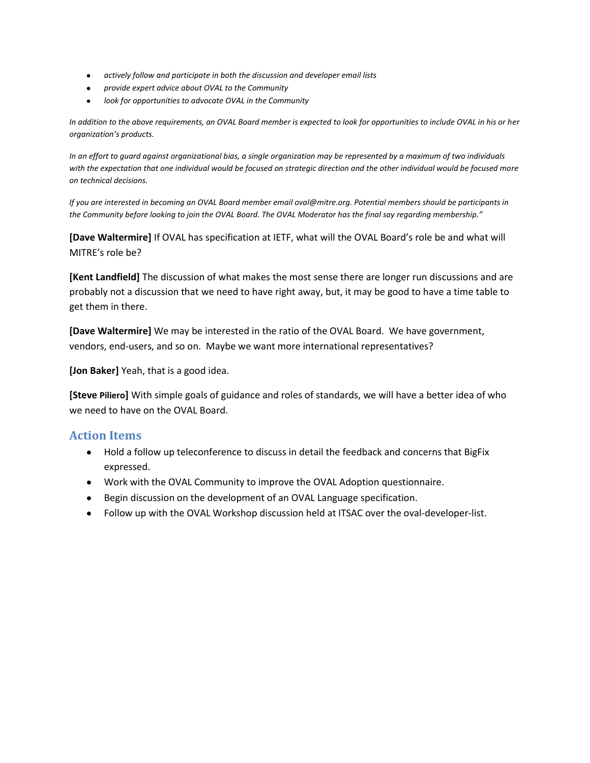- *actively follow and participate in both the discussion and developer email lists*
- *provide expert advice about OVAL to the Community*
- *look for opportunities to advocate OVAL in the Community*

*In addition to the above requirements, an OVAL Board member is expected to look for opportunities to include OVAL in his or her organization's products.*

*In an effort to guard against organizational bias, a single organization may be represented by a maximum of two individuals with the expectation that one individual would be focused on strategic direction and the other individual would be focused more on technical decisions.*

*If you are interested in becoming an OVAL Board member email oval@mitre.org. Potential members should be participants in the Community before looking to join the OVAL Board. The OVAL Moderator has the final say regarding membership."*

**[Dave Waltermire]** If OVAL has specification at IETF, what will the OVAL Board's role be and what will MITRE's role be?

**[Kent Landfield]** The discussion of what makes the most sense there are longer run discussions and are probably not a discussion that we need to have right away, but, it may be good to have a time table to get them in there.

**[Dave Waltermire]** We may be interested in the ratio of the OVAL Board. We have government, vendors, end-users, and so on. Maybe we want more international representatives?

**[Jon Baker]** Yeah, that is a good idea.

**[Steve Piliero]** With simple goals of guidance and roles of standards, we will have a better idea of who we need to have on the OVAL Board.

## Action Items

- Hold a follow up teleconference to discuss in detail the feedback and concerns that BigFix expressed.
- Work with the OVAL Community to improve the OVAL Adoption questionnaire.
- Begin discussion on the development of an OVAL Language specification.
- Follow up with the OVAL Workshop discussion held at ITSAC over the oval-developer-list.